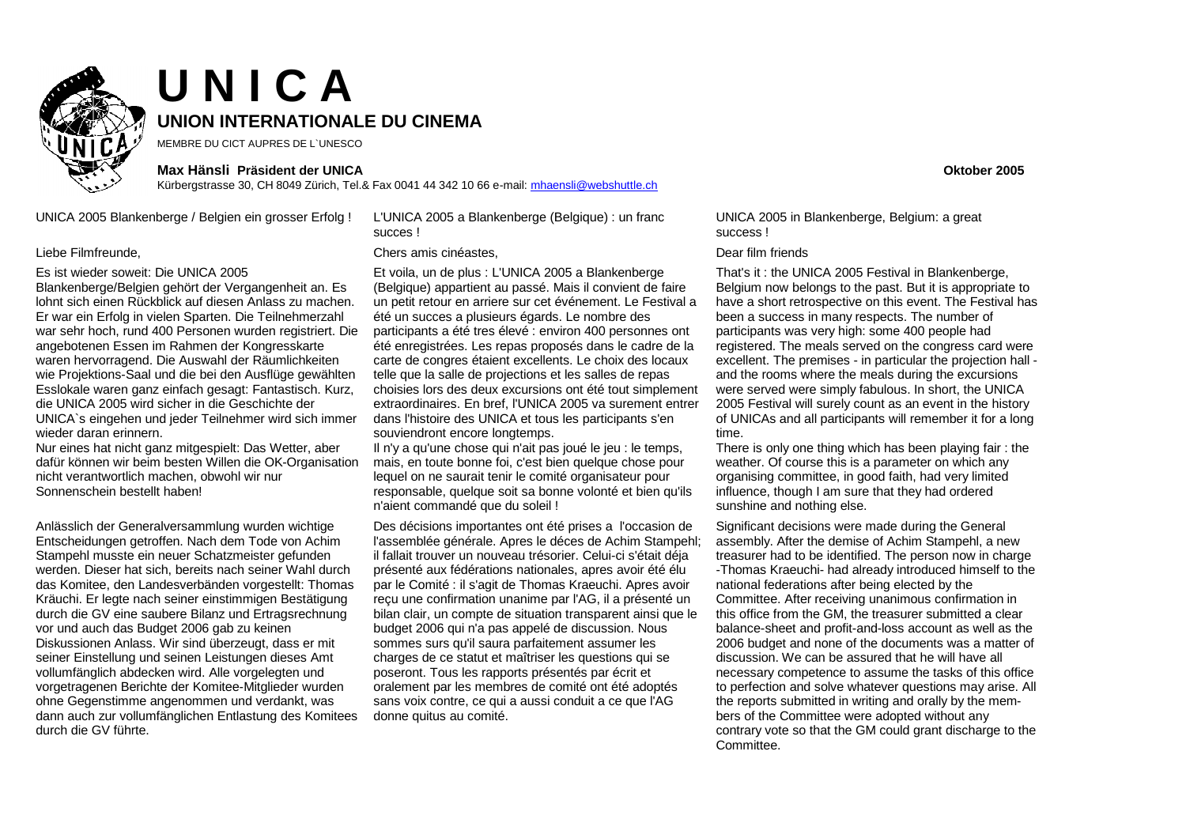# U N I C A

## UNION INTERNATIONALE DU CINEMA

MEMBRE DU CICT AUPRES DE L`UNESCO

**Max Hänsli Präsident der UNICA** **Oktober 2005**

Kürbergstrasse 30, CH 8049 Zürich, Tel.& Fax 0041 44 342 10 66 e-mail: mhaensli@webshuttle.ch

UNICA 2005 Blankenberge / Belgien ein grosser Erfolg !

Liebe Filmfreunde,

Es ist wieder soweit: Die UNICA 2005 Blankenberge/Belgien gehört der Vergangenheit an. Es lohnt sich einen Rückblick auf diesen Anlass zu machen. Er war ein Erfolg in vielen Sparten. Die Teilnehmerzahl war sehr hoch, rund 400 Personen wurden registriert. Die angebotenen Essen im Rahmen der Kongresskarte waren hervorragend. Die Auswahl der Räumlichkeiten wie Projektions-Saal und die bei den Ausflüge gewählten Esslokale waren ganz einfach gesagt: Fantastisch. Kurz, die UNICA 2005 wird sicher in die Geschichte der UNICA`s eingehen und jeder Teilnehmer wird sich immer wieder daran erinnern.

Nur eines hat nicht ganz mitgespielt: Das Wetter, aber dafür können wir beim besten Willen die OK-Organisation nicht verantwortlich machen, obwohl wir nur Sonnenschein bestellt haben!

Anlässlich der Generalversammlung wurden wichtige Entscheidungen getroffen. Nach dem Tode von Achim Stampehl musste ein neuer Schatzmeister gefunden werden. Dieser hat sich, bereits nach seiner Wahl durch das Komitee, den Landesverbänden vorgestellt: Thomas Kräuchi. Er legte nach seiner einstimmigen Bestätigung durch die GV eine saubere Bilanz und Ertragsrechnung vor und auch das Budget 2006 gab zu keinen Diskussionen Anlass. Wir sind überzeugt, dass er mit seiner Einstellung und seinen Leistungen dieses Amt vollumfänglich abdecken wird. Alle vorgelegten und vorgetragenen Berichte der Komitee-Mitglieder wurden ohne Gegenstimme angenommen und verdankt, was dann auch zur vollumfänglichen Entlastung des Komitees durch die GV führte.

L'UNICA 2005 a Blankenberge (Belgique) : un franc succes !

Chers amis cinéastes,

Et voila, un de plus : L'UNICA 2005 a Blankenberge (Belgique) appartient au passé. Mais il convient de faire un petit retour en arriere sur cet événement. Le Festival a été un succes a plusieurs égards. Le nombre des participants a été tres élevé : environ 400 personnes ont été enregistrées. Les repas proposés dans le cadre de la carte de congres étaient excellents. Le choix des locaux telle que la salle de projections et les salles de repas choisies lors des deux excursions ont été tout simplement extraordinaires. En bref, l'UNICA 2005 va surement entrer dans l'histoire des UNICA et tous les participants s'en souviendront encore longtemps.

Il n'y a qu'une chose qui n'ait pas joué le jeu : le temps, mais, en toute bonne foi, c'est bien quelque chose pour lequel on ne saurait tenir le comité organisateur pour responsable, quelque soit sa bonne volonté et bien qu'ils n'aient commandé que du soleil !

Des décisions importantes ont été prises a l'occasion de l'assemblée générale. Apres le déces de Achim Stampehl; il fallait trouver un nouveau trésorier. Celui-ci s'était déja présenté aux fédérations nationales, apres avoir été élu par le Comité : il s'agit de Thomas Kraeuchi. Apres avoir reçu une confirmation unanime par l'AG, il a présenté un bilan clair, un compte de situation transparent ainsi que le budget 2006 qui n'a pas appelé de discussion. Nous sommes surs qu'il saura parfaitement assumer les charges de ce statut et maîtriser les questions qui se poseront. Tous les rapports présentés par écrit et oralement par les membres de comité ont été adoptés sans voix contre, ce qui a aussi conduit a ce que l'AG donne quitus au comité.

UNICA 2005 in Blankenberge, Belgium: a great success !

Dear film friends

That's it : the UNICA 2005 Festival in Blankenberge, Belgium now belongs to the past. But it is appropriate to have a short retrospective on this event. The Festival has been a success in many respects. The number of participants was very high: some 400 people had registered. The meals served on the congress card were excellent. The premises - in particular the projection hall - and the rooms where the meals during the excursions were served were simply fabulous. In short, the UNICA 2005 Festival will surely count as an event in the history of UNICAs and all participants will remember it for a long time.

There is only one thing which has been playing fair : the weather. Of course this is a parameter on which any organising committee, in good faith, had very limited influence, though I am sure that they had ordered sunshine and nothing else.

Significant decisions were made during the General assembly. After the demise of Achim Stampehl, a new treasurer had to be identified. The person now in charge -Thomas Kraeuchi- had already introduced himself to the national federations after being elected by the Committee. After receiving unanimous confirmation in this office from the GM, the treasurer submitted a clear balance-sheet and profit-and-loss account as well as the 2006 budget and none of the documents was a matter of discussion. We can be assured that he will have all necessary competence to assume the tasks of this office to perfection and solve whatever questions may arise. All the reports submitted in writing and orally by the members of the Committee were adopted without any contrary vote so that the GM could grant discharge to the Committee.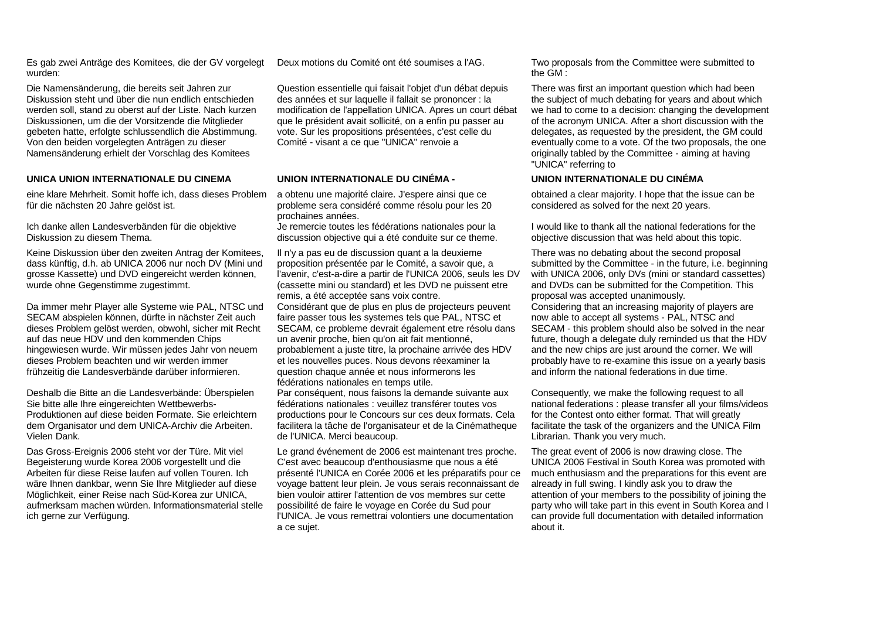Es gab zwei Anträge des Komitees, die der GV vorgelegt wurden:

Die Namensänderung, die bereits seit Jahren zur Diskussion steht und über die nun endlich entschieden werden soll, stand zu oberst auf der Liste. Nach kurzen Diskussionen, um die der Vorsitzende die Mitglieder gebeten hatte, erfolgte schlussendlich die Abstimmung. Von den beiden vorgelegten Anträgen zu dieser Namensänderung erhielt der Vorschlag des Komitees

**UNICA UNION INTERNATIONALE DU CINEMA**

eine klare Mehrheit. Somit hoffe ich, dass dieses Problem für die nächsten 20 Jahre gelöst ist.

Ich danke allen Landesverbänden für die objektive Diskussion zu diesem Thema.

Keine Diskussion über den zweiten Antrag der Komitees, dass künftig, d.h. ab UNICA 2006 nur noch DV (Mini und grosse Kassette) und DVD eingereicht werden können, wurde ohne Gegenstimme zugestimmt.

Da immer mehr Player alle Systeme wie PAL, NTSC und SECAM abspielen können, dürfte in nächster Zeit auch dieses Problem gelöst werden, obwohl, sicher mit Recht auf das neue HDV und den kommenden Chips hingewiesen wurde. Wir müssen jedes Jahr von neuem dieses Problem beachten und wir werden immer frühzeitig die Landesverbände darüber informieren.

Deshalb die Bitte an die Landesverbände: Überspielen Sie bitte alle Ihre eingereichten Wettbewerbs-Produktionen auf diese beiden Formate. Sie erleichtern dem Organisator und dem UNICA-Archiv die Arbeiten. Vielen Dank.

Das Gross-Ereignis 2006 steht vor der Türe. Mit viel Begeisterung wurde Korea 2006 vorgestellt und die Arbeiten für diese Reise laufen auf vollen Touren. Ich wäre Ihnen dankbar, wenn Sie Ihre Mitglieder auf diese Möglichkeit, einer Reise nach Süd-Korea zur UNICA, aufmerksam machen würden. Informationsmaterial stelle ich gerne zur Verfügung.

Deux motions du Comité ont été soumises a l'AG.

Question essentielle qui faisait l'objet d'un débat depuis des années et sur laquelle il fallait se prononcer : la modification de l'appellation UNICA. Apres un court débat que le président avait sollicité, on a enfin pu passer au vote. Sur les propositions présentées, c'est celle du Comité - visant a ce que "UNICA" renvoie a

**UNION INTERNATIONALE DU CINÉMA -**

a obtenu une majorité claire. J'espere ainsi que ce probleme sera considéré comme résolu pour les 20 prochaines années.

Je remercie toutes les fédérations nationales pour la discussion objective qui a été conduite sur ce theme.

Il n'y a pas eu de discussion quant a la deuxieme proposition présentée par le Comité, a savoir que, a l'avenir, c'est-a-dire a partir de l'UNICA 2006, seuls les DV (cassette mini ou standard) et les DVD ne puissent etre remis, a été acceptée sans voix contre.

Considérant que de plus en plus de projecteurs peuvent faire passer tous les systemes tels que PAL, NTSC et SECAM, ce probleme devrait également etre résolu dans un avenir proche, bien qu'on ait fait mentionné, probablement a juste titre, la prochaine arrivée des HDV et les nouvelles puces. Nous devons réexaminer la question chaque année et nous informerons les fédérations nationales en temps utile.

Par conséquent, nous faisons la demande suivante aux fédérations nationales : veuillez transférer toutes vos productions pour le Concours sur ces deux formats. Cela facilitera la tâche de l'organisateur et de la Cinématheque de l'UNICA. Merci beaucoup.

Le grand événement de 2006 est maintenant tres proche. C'est avec beaucoup d'enthousiasme que nous a été présenté l'UNICA en Corée 2006 et les préparatifs pour ce voyage battent leur plein. Je vous serais reconnaissant de bien vouloir attirer l'attention de vos membres sur cette possibilité de faire le voyage en Corée du Sud pour l'UNICA. Je vous remettrai volontiers une documentation a ce sujet.

Two proposals from the Committee were submitted to the GM :

There was first an important question which had been the subject of much debating for years and about which we had to come to a decision: changing the development of the acronym UNICA. After a short discussion with the delegates, as requested by the president, the GM could eventually come to a vote. Of the two proposals, the one originally tabled by the Committee - aiming at having "UNICA" referring to

**UNION INTERNATIONALE DU CINÉMA**

obtained a clear majority. I hope that the issue can be considered as solved for the next 20 years.

I would like to thank all the national federations for the objective discussion that was held about this topic.

There was no debating about the second proposal submitted by the Committee - in the future, i.e. beginning with UNICA 2006, only DVs (mini or standard cassettes) and DVDs can be submitted for the Competition. This proposal was accepted unanimously.

Considering that an increasing majority of players are now able to accept all systems - PAL, NTSC and SECAM - this problem should also be solved in the near future, though a delegate duly reminded us that the HDV and the new chips are just around the corner. We will probably have to re-examine this issue on a yearly basis and inform the national federations in due time.

Consequently, we make the following request to all national federations : please transfer all your films/videos for the Contest onto either format. That will greatly facilitate the task of the organizers and the UNICA Film Librarian. Thank you very much.

The great event of 2006 is now drawing close. The UNICA 2006 Festival in South Korea was promoted with much enthusiasm and the preparations for this event are already in full swing. I kindly ask you to draw the attention of your members to the possibility of joining the party who will take part in this event in South Korea and I can provide full documentation with detailed information about it.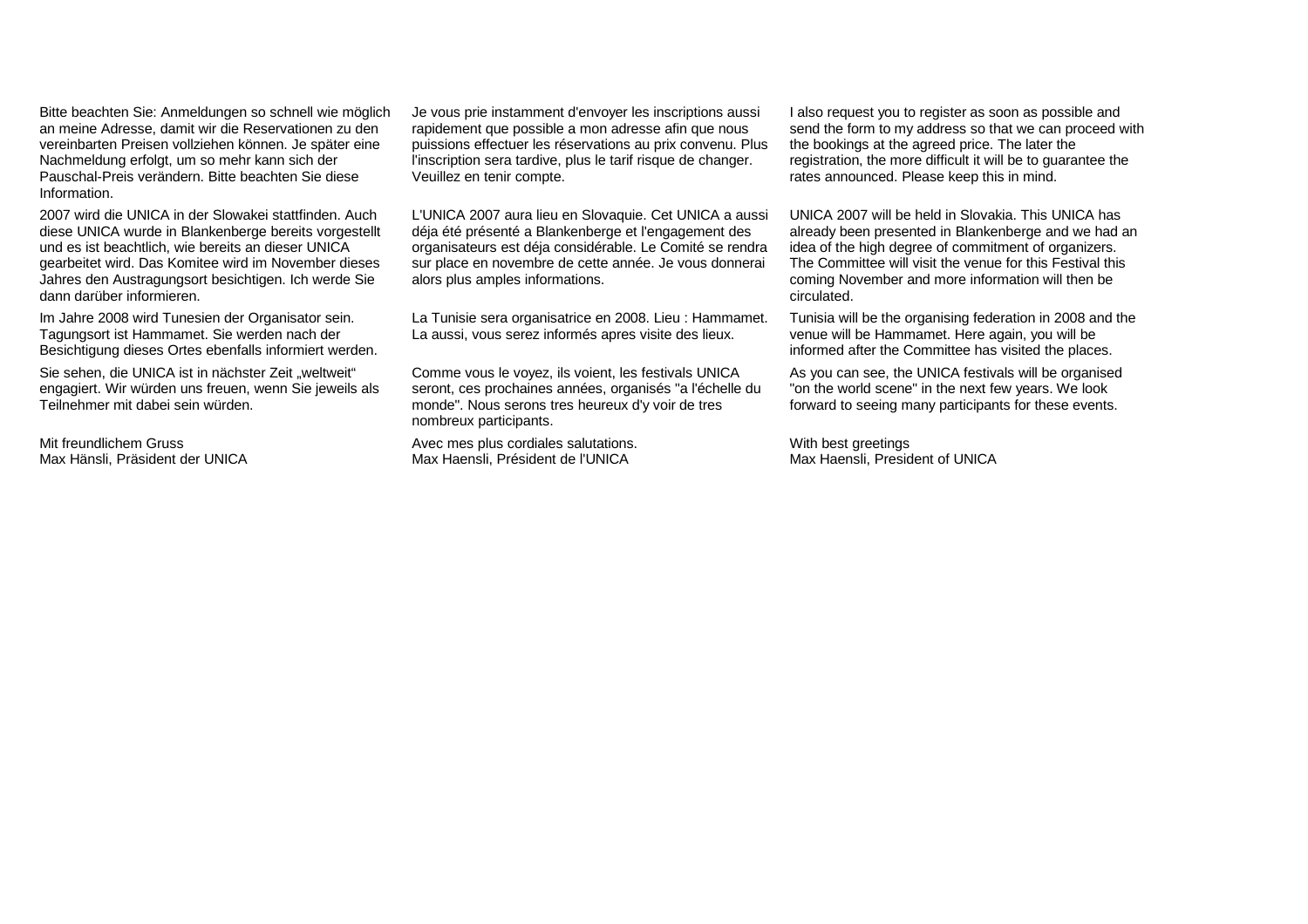Bitte beachten Sie: Anmeldungen so schnell wie möglich an meine Adresse, damit wir die Reservationen zu den vereinbarten Preisen vollziehen können. Je später eine Nachmeldung erfolgt, um so mehr kann sich der Pauschal-Preis verändern. Bitte beachten Sie diese Information.

2007 wird die UNICA in der Slowakei stattfinden. Auch diese UNICA wurde in Blankenberge bereits vorgestellt und es ist beachtlich, wie bereits an dieser UNICA gearbeitet wird. Das Komitee wird im November dieses Jahres den Austragungsort besichtigen. Ich werde Sie dann darüber informieren.

Im Jahre 2008 wird Tunesien der Organisator sein. Tagungsort ist Hammamet. Sie werden nach der Besichtigung dieses Ortes ebenfalls informiert werden.

Sie sehen, die UNICA ist in nächster Zeit „weltweit“ engagiert. Wir würden uns freuen, wenn Sie jeweils als Teilnehmer mit dabei sein würden.

Mit freundlichem Gruss
Max Hänsli, Präsident der UNICA

Je vous prie instamment d'envoyer les inscriptions aussi rapidement que possible a mon adresse afin que nous puissions effectuer les réservations au prix convenu. Plus l'inscription sera tardive, plus le tarif risque de changer. Veuillez en tenir compte.

L'UNICA 2007 aura lieu en Slovaquie. Cet UNICA a aussi déja été présenté a Blankenberge et l'engagement des organisateurs est déja considérable. Le Comité se rendra sur place en novembre de cette année. Je vous donnerai alors plus amples informations.

La Tunisie sera organisatrice en 2008. Lieu : Hammamet. La aussi, vous serez informés apres visite des lieux.

Comme vous le voyez, ils voient, les festivals UNICA seront, ces prochaines années, organisés "a l'échelle du monde". Nous serons tres heureux d'y voir de tres nombreux participants.

Avec mes plus cordiales salutations.
Max Haensli, Président de l'UNICA

I also request you to register as soon as possible and send the form to my address so that we can proceed with the bookings at the agreed price. The later the registration, the more difficult it will be to guarantee the rates announced. Please keep this in mind.

UNICA 2007 will be held in Slovakia. This UNICA has already been presented in Blankenberge and we had an idea of the high degree of commitment of organizers. The Committee will visit the venue for this Festival this coming November and more information will then be circulated.

Tunisia will be the organising federation in 2008 and the venue will be Hammamet. Here again, you will be informed after the Committee has visited the places.

As you can see, the UNICA festivals will be organised "on the world scene" in the next few years. We look forward to seeing many participants for these events.

With best greetings
Max Haensli, President of UNICA